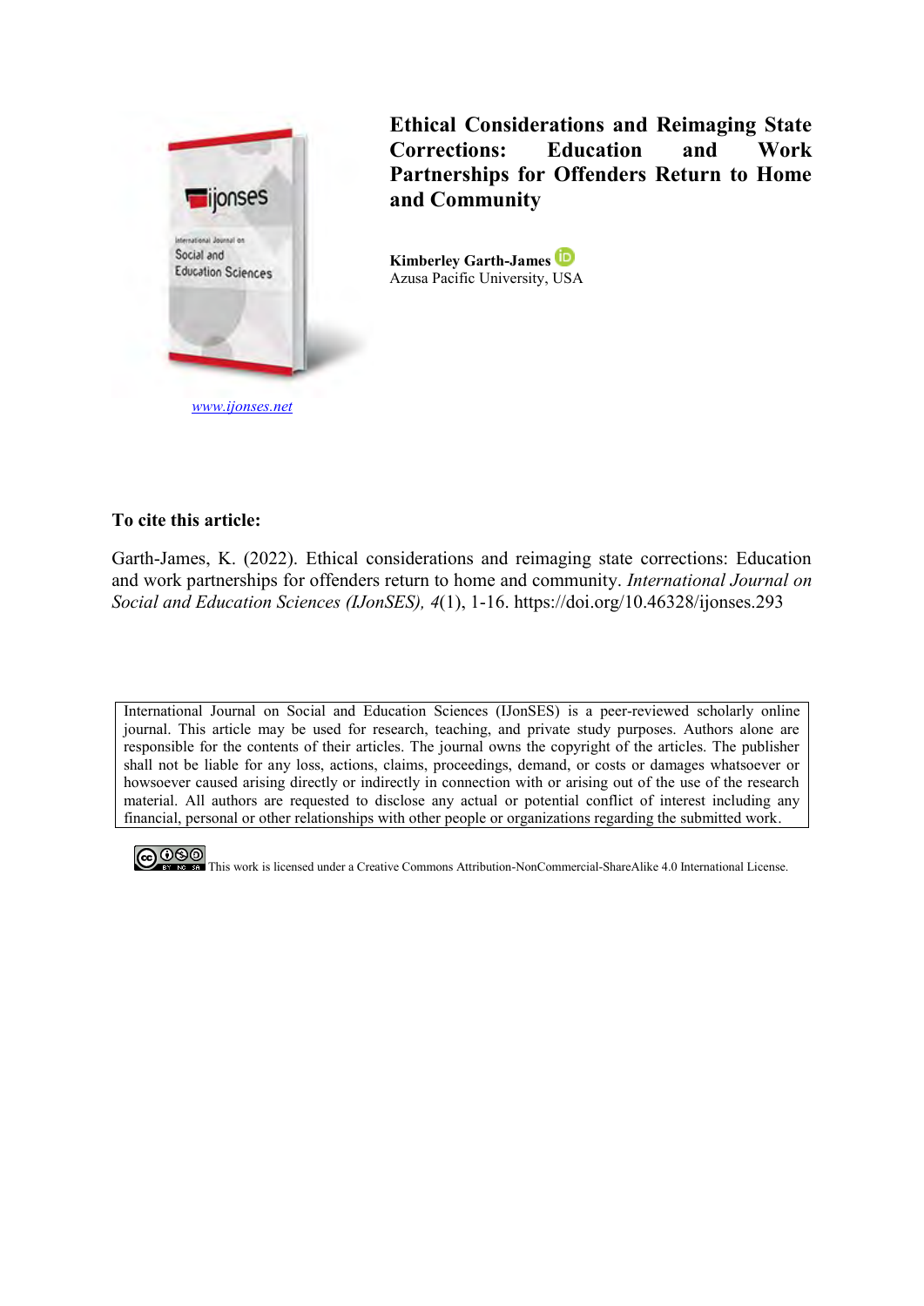# Ethical Considerations and Reimaging State Corrections: Education and Work Partnerships for Offenders Return to Home and Community

**Kimberley Garth-James**
Azusa Pacific University, USA

www.ijonses.net

**To cite this article:**

Garth-James, K. (2022). Ethical considerations and reimaging state corrections: Education and work partnerships for offenders return to home and community. *International Journal on Social and Education Sciences (IJonSES), 4*(1), 1-16. https://doi.org/10.46328/ijonses.293

International Journal on Social and Education Sciences (IJonSES) is a peer-reviewed scholarly online journal. This article may be used for research, teaching, and private study purposes. Authors alone are responsible for the contents of their articles. The journal owns the copyright of the articles. The publisher shall not be liable for any loss, actions, claims, proceedings, demand, or costs or damages whatsoever or howsoever caused arising directly or indirectly in connection with or arising out of the use of the research material. All authors are requested to disclose any actual or potential conflict of interest including any financial, personal or other relationships with other people or organizations regarding the submitted work.

This work is licensed under a Creative Commons Attribution-NonCommercial-ShareAlike 4.0 International License.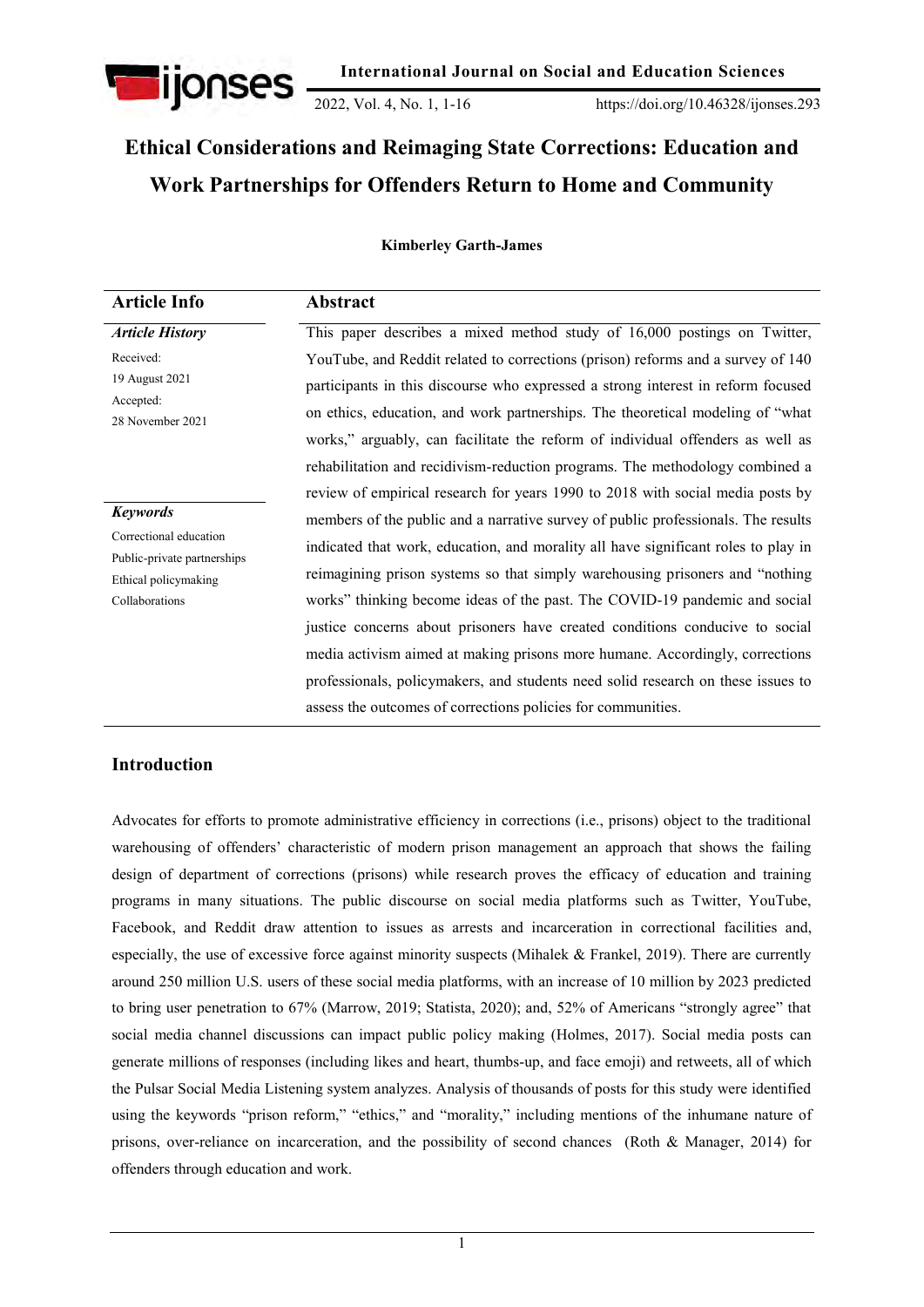# Ethical Considerations and Reimaging State Corrections: Education and Work Partnerships for Offenders Return to Home and Community

**Kimberley Garth-James**

| Article Info | Abstract |
| --- | --- |
| ***Article History*** <br> Received: <br> 19 August 2021 <br> Accepted: <br> 28 November 2021 <br><br> ***Keywords*** <br> Correctional education <br> Public-private partnerships <br> Ethical policymaking <br> Collaborations | This paper describes a mixed method study of 16,000 postings on Twitter, YouTube, and Reddit related to corrections (prison) reforms and a survey of 140 participants in this discourse who expressed a strong interest in reform focused on ethics, education, and work partnerships. The theoretical modeling of "what works," arguably, can facilitate the reform of individual offenders as well as rehabilitation and recidivism-reduction programs. The methodology combined a review of empirical research for years 1990 to 2018 with social media posts by members of the public and a narrative survey of public professionals. The results indicated that work, education, and morality all have significant roles to play in reimagining prison systems so that simply warehousing prisoners and "nothing works" thinking become ideas of the past. The COVID-19 pandemic and social justice concerns about prisoners have created conditions conducive to social media activism aimed at making prisons more humane. Accordingly, corrections professionals, policymakers, and students need solid research on these issues to assess the outcomes of corrections policies for communities. |

## Introduction

Advocates for efforts to promote administrative efficiency in corrections (i.e., prisons) object to the traditional warehousing of offenders' characteristic of modern prison management an approach that shows the failing design of department of corrections (prisons) while research proves the efficacy of education and training programs in many situations. The public discourse on social media platforms such as Twitter, YouTube, Facebook, and Reddit draw attention to issues as arrests and incarceration in correctional facilities and, especially, the use of excessive force against minority suspects (Mihalek & Frankel, 2019). There are currently around 250 million U.S. users of these social media platforms, with an increase of 10 million by 2023 predicted to bring user penetration to 67% (Marrow, 2019; Statista, 2020); and, 52% of Americans "strongly agree" that social media channel discussions can impact public policy making (Holmes, 2017). Social media posts can generate millions of responses (including likes and heart, thumbs-up, and face emoji) and retweets, all of which the Pulsar Social Media Listening system analyzes. Analysis of thousands of posts for this study were identified using the keywords "prison reform," "ethics," and "morality," including mentions of the inhumane nature of prisons, over-reliance on incarceration, and the possibility of second chances (Roth & Manager, 2014) for offenders through education and work.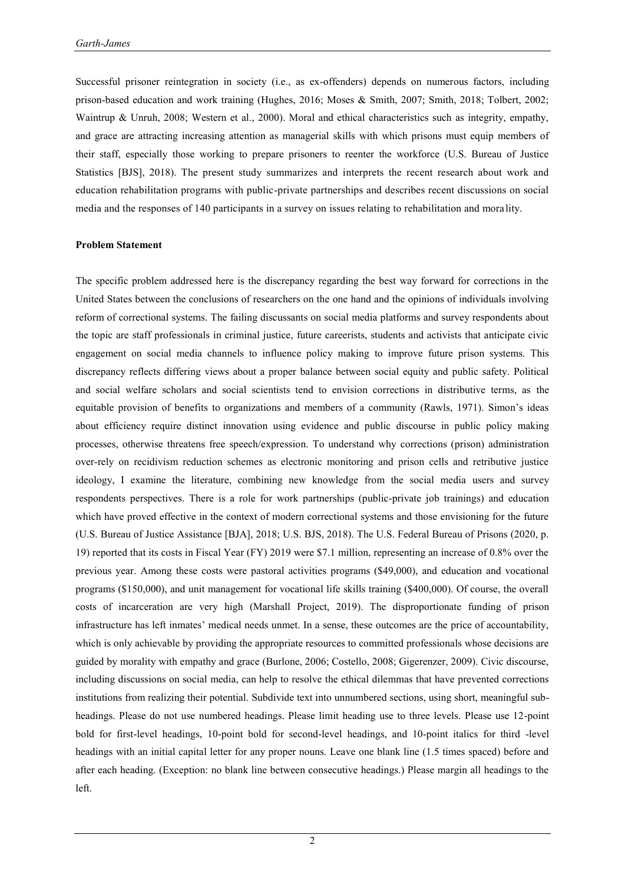Successful prisoner reintegration in society (i.e., as ex-offenders) depends on numerous factors, including prison-based education and work training (Hughes, 2016; Moses & Smith, 2007; Smith, 2018; Tolbert, 2002; Waintrup & Unruh, 2008; Western et al., 2000). Moral and ethical characteristics such as integrity, empathy, and grace are attracting increasing attention as managerial skills with which prisons must equip members of their staff, especially those working to prepare prisoners to reenter the workforce (U.S. Bureau of Justice Statistics [BJS], 2018). The present study summarizes and interprets the recent research about work and education rehabilitation programs with public-private partnerships and describes recent discussions on social media and the responses of 140 participants in a survey on issues relating to rehabilitation and morality.

## Problem Statement

The specific problem addressed here is the discrepancy regarding the best way forward for corrections in the United States between the conclusions of researchers on the one hand and the opinions of individuals involving reform of correctional systems. The failing discussants on social media platforms and survey respondents about the topic are staff professionals in criminal justice, future careerists, students and activists that anticipate civic engagement on social media channels to influence policy making to improve future prison systems. This discrepancy reflects differing views about a proper balance between social equity and public safety. Political and social welfare scholars and social scientists tend to envision corrections in distributive terms, as the equitable provision of benefits to organizations and members of a community (Rawls, 1971). Simon's ideas about efficiency require distinct innovation using evidence and public discourse in public policy making processes, otherwise threatens free speech/expression. To understand why corrections (prison) administration over-rely on recidivism reduction schemes as electronic monitoring and prison cells and retributive justice ideology, I examine the literature, combining new knowledge from the social media users and survey respondents perspectives. There is a role for work partnerships (public-private job trainings) and education which have proved effective in the context of modern correctional systems and those envisioning for the future (U.S. Bureau of Justice Assistance [BJA], 2018; U.S. BJS, 2018). The U.S. Federal Bureau of Prisons (2020, p. 19) reported that its costs in Fiscal Year (FY) 2019 were $7.1 million, representing an increase of 0.8% over the previous year. Among these costs were pastoral activities programs ($49,000), and education and vocational programs ($150,000), and unit management for vocational life skills training ($400,000). Of course, the overall costs of incarceration are very high (Marshall Project, 2019). The disproportionate funding of prison infrastructure has left inmates' medical needs unmet. In a sense, these outcomes are the price of accountability, which is only achievable by providing the appropriate resources to committed professionals whose decisions are guided by morality with empathy and grace (Burlone, 2006; Costello, 2008; Gigerenzer, 2009). Civic discourse, including discussions on social media, can help to resolve the ethical dilemmas that have prevented corrections institutions from realizing their potential. Subdivide text into unnumbered sections, using short, meaningful sub-headings. Please do not use numbered headings. Please limit heading use to three levels. Please use 12-point bold for first-level headings, 10-point bold for second-level headings, and 10-point italics for third -level headings with an initial capital letter for any proper nouns. Leave one blank line (1.5 times spaced) before and after each heading. (Exception: no blank line between consecutive headings.) Please margin all headings to the left.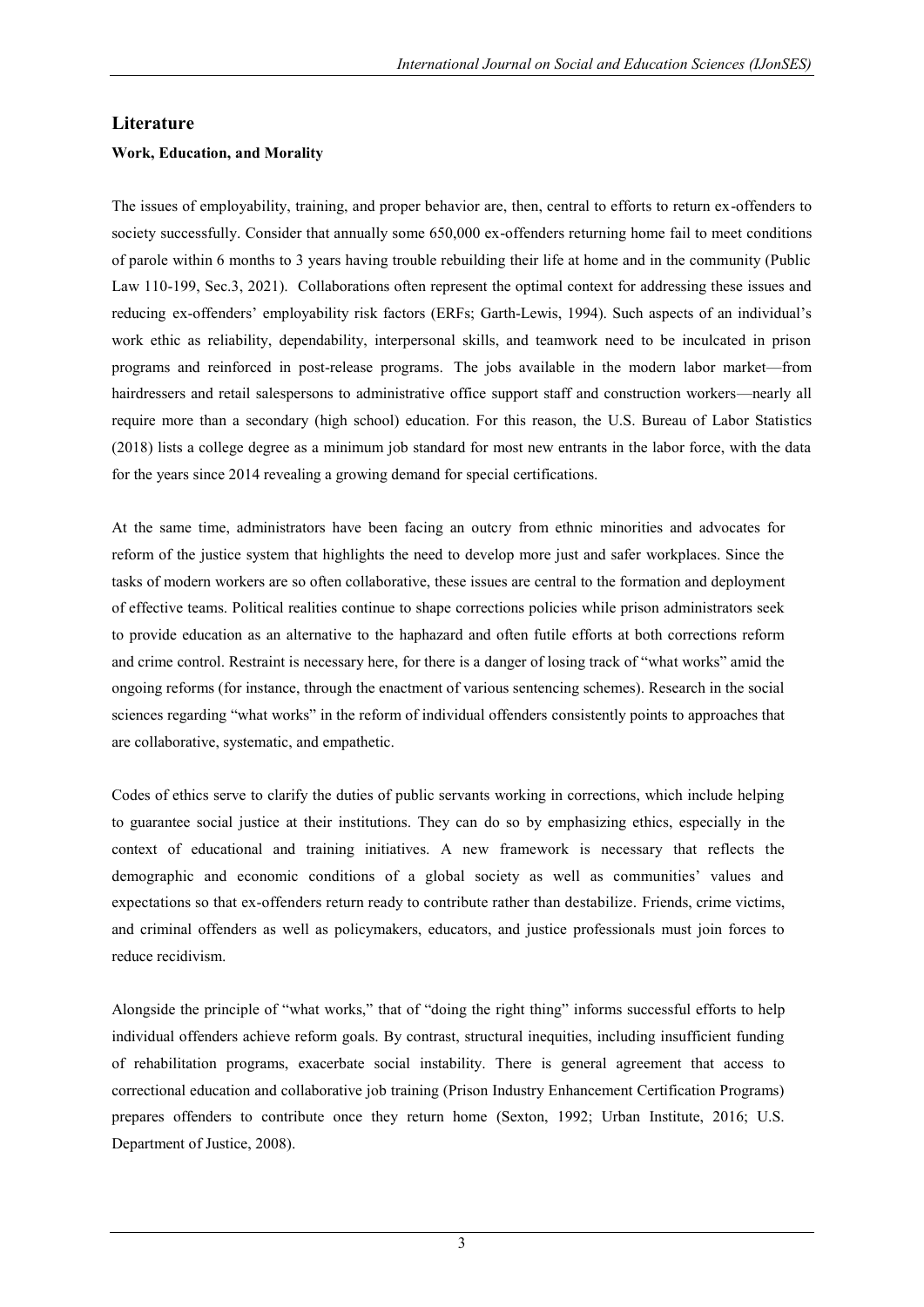## Literature

### Work, Education, and Morality

The issues of employability, training, and proper behavior are, then, central to efforts to return ex-offenders to society successfully. Consider that annually some 650,000 ex-offenders returning home fail to meet conditions of parole within 6 months to 3 years having trouble rebuilding their life at home and in the community (Public Law 110-199, Sec.3, 2021). Collaborations often represent the optimal context for addressing these issues and reducing ex-offenders' employability risk factors (ERFs; Garth-Lewis, 1994). Such aspects of an individual's work ethic as reliability, dependability, interpersonal skills, and teamwork need to be inculcated in prison programs and reinforced in post-release programs. The jobs available in the modern labor market—from hairdressers and retail salespersons to administrative office support staff and construction workers—nearly all require more than a secondary (high school) education. For this reason, the U.S. Bureau of Labor Statistics (2018) lists a college degree as a minimum job standard for most new entrants in the labor force, with the data for the years since 2014 revealing a growing demand for special certifications.

At the same time, administrators have been facing an outcry from ethnic minorities and advocates for reform of the justice system that highlights the need to develop more just and safer workplaces. Since the tasks of modern workers are so often collaborative, these issues are central to the formation and deployment of effective teams. Political realities continue to shape corrections policies while prison administrators seek to provide education as an alternative to the haphazard and often futile efforts at both corrections reform and crime control. Restraint is necessary here, for there is a danger of losing track of "what works" amid the ongoing reforms (for instance, through the enactment of various sentencing schemes). Research in the social sciences regarding "what works" in the reform of individual offenders consistently points to approaches that are collaborative, systematic, and empathetic.

Codes of ethics serve to clarify the duties of public servants working in corrections, which include helping to guarantee social justice at their institutions. They can do so by emphasizing ethics, especially in the context of educational and training initiatives. A new framework is necessary that reflects the demographic and economic conditions of a global society as well as communities' values and expectations so that ex-offenders return ready to contribute rather than destabilize. Friends, crime victims, and criminal offenders as well as policymakers, educators, and justice professionals must join forces to reduce recidivism.

Alongside the principle of "what works," that of "doing the right thing" informs successful efforts to help individual offenders achieve reform goals. By contrast, structural inequities, including insufficient funding of rehabilitation programs, exacerbate social instability. There is general agreement that access to correctional education and collaborative job training (Prison Industry Enhancement Certification Programs) prepares offenders to contribute once they return home (Sexton, 1992; Urban Institute, 2016; U.S. Department of Justice, 2008).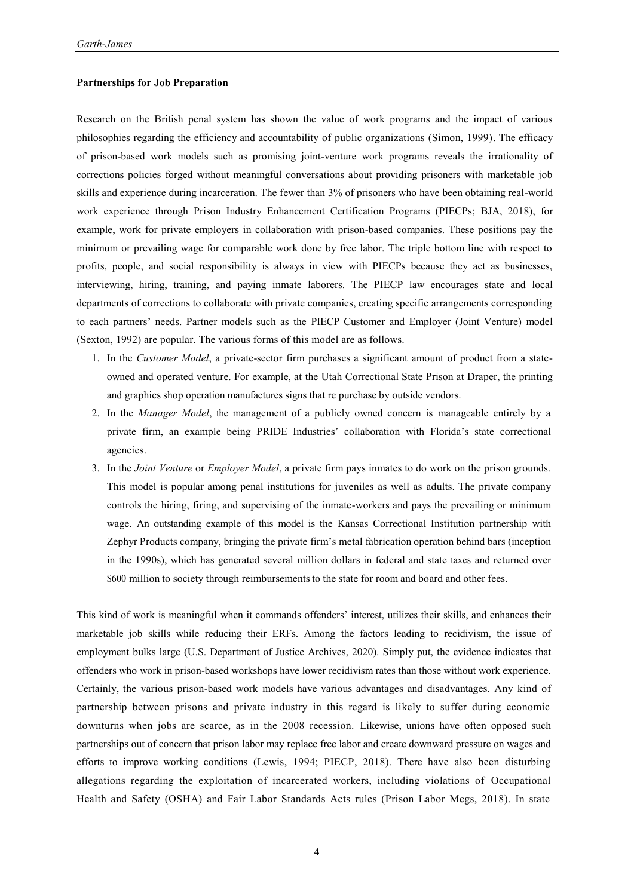**Partnerships for Job Preparation**

Research on the British penal system has shown the value of work programs and the impact of various philosophies regarding the efficiency and accountability of public organizations (Simon, 1999). The efficacy of prison-based work models such as promising joint-venture work programs reveals the irrationality of corrections policies forged without meaningful conversations about providing prisoners with marketable job skills and experience during incarceration. The fewer than 3% of prisoners who have been obtaining real-world work experience through Prison Industry Enhancement Certification Programs (PIECPs; BJA, 2018), for example, work for private employers in collaboration with prison-based companies. These positions pay the minimum or prevailing wage for comparable work done by free labor. The triple bottom line with respect to profits, people, and social responsibility is always in view with PIECPs because they act as businesses, interviewing, hiring, training, and paying inmate laborers. The PIECP law encourages state and local departments of corrections to collaborate with private companies, creating specific arrangements corresponding to each partners' needs. Partner models such as the PIECP Customer and Employer (Joint Venture) model (Sexton, 1992) are popular. The various forms of this model are as follows.

1. In the *Customer Model*, a private-sector firm purchases a significant amount of product from a state-owned and operated venture. For example, at the Utah Correctional State Prison at Draper, the printing and graphics shop operation manufactures signs that re purchase by outside vendors.
2. In the *Manager Model*, the management of a publicly owned concern is manageable entirely by a private firm, an example being PRIDE Industries' collaboration with Florida's state correctional agencies.
3. In the *Joint Venture* or *Employer Model*, a private firm pays inmates to do work on the prison grounds. This model is popular among penal institutions for juveniles as well as adults. The private company controls the hiring, firing, and supervising of the inmate-workers and pays the prevailing or minimum wage. An outstanding example of this model is the Kansas Correctional Institution partnership with Zephyr Products company, bringing the private firm's metal fabrication operation behind bars (inception in the 1990s), which has generated several million dollars in federal and state taxes and returned over $600 million to society through reimbursements to the state for room and board and other fees.

This kind of work is meaningful when it commands offenders' interest, utilizes their skills, and enhances their marketable job skills while reducing their ERFs. Among the factors leading to recidivism, the issue of employment bulks large (U.S. Department of Justice Archives, 2020). Simply put, the evidence indicates that offenders who work in prison-based workshops have lower recidivism rates than those without work experience. Certainly, the various prison-based work models have various advantages and disadvantages. Any kind of partnership between prisons and private industry in this regard is likely to suffer during economic downturns when jobs are scarce, as in the 2008 recession. Likewise, unions have often opposed such partnerships out of concern that prison labor may replace free labor and create downward pressure on wages and efforts to improve working conditions (Lewis, 1994; PIECP, 2018). There have also been disturbing allegations regarding the exploitation of incarcerated workers, including violations of Occupational Health and Safety (OSHA) and Fair Labor Standards Acts rules (Prison Labor Megs, 2018). In state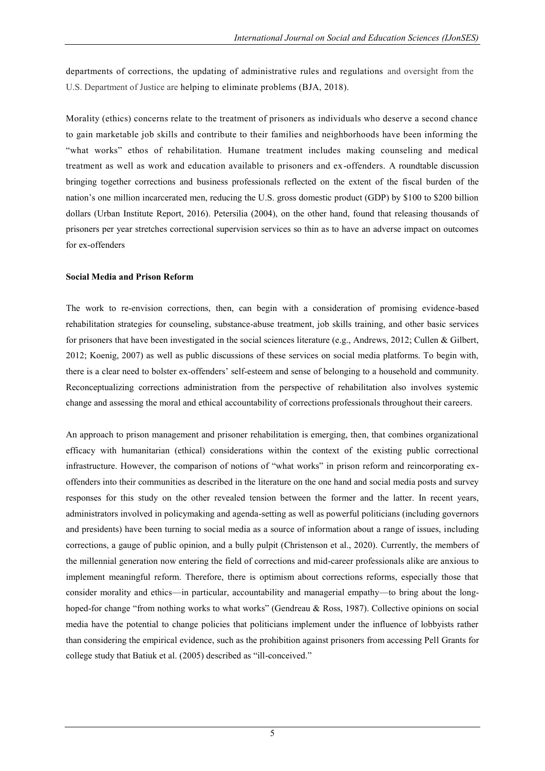departments of corrections, the updating of administrative rules and regulations and oversight from the U.S. Department of Justice are helping to eliminate problems (BJA, 2018).

Morality (ethics) concerns relate to the treatment of prisoners as individuals who deserve a second chance to gain marketable job skills and contribute to their families and neighborhoods have been informing the "what works" ethos of rehabilitation. Humane treatment includes making counseling and medical treatment as well as work and education available to prisoners and ex-offenders. A roundtable discussion bringing together corrections and business professionals reflected on the extent of the fiscal burden of the nation's one million incarcerated men, reducing the U.S. gross domestic product (GDP) by $100 to $200 billion dollars (Urban Institute Report, 2016). Petersilia (2004), on the other hand, found that releasing thousands of prisoners per year stretches correctional supervision services so thin as to have an adverse impact on outcomes for ex-offenders

**Social Media and Prison Reform**

The work to re-envision corrections, then, can begin with a consideration of promising evidence-based rehabilitation strategies for counseling, substance-abuse treatment, job skills training, and other basic services for prisoners that have been investigated in the social sciences literature (e.g., Andrews, 2012; Cullen & Gilbert, 2012; Koenig, 2007) as well as public discussions of these services on social media platforms. To begin with, there is a clear need to bolster ex-offenders' self-esteem and sense of belonging to a household and community. Reconceptualizing corrections administration from the perspective of rehabilitation also involves systemic change and assessing the moral and ethical accountability of corrections professionals throughout their careers.

An approach to prison management and prisoner rehabilitation is emerging, then, that combines organizational efficacy with humanitarian (ethical) considerations within the context of the existing public correctional infrastructure. However, the comparison of notions of "what works" in prison reform and reincorporating ex-offenders into their communities as described in the literature on the one hand and social media posts and survey responses for this study on the other revealed tension between the former and the latter. In recent years, administrators involved in policymaking and agenda-setting as well as powerful politicians (including governors and presidents) have been turning to social media as a source of information about a range of issues, including corrections, a gauge of public opinion, and a bully pulpit (Christenson et al., 2020). Currently, the members of the millennial generation now entering the field of corrections and mid-career professionals alike are anxious to implement meaningful reform. Therefore, there is optimism about corrections reforms, especially those that consider morality and ethics—in particular, accountability and managerial empathy—to bring about the long-hoped-for change "from nothing works to what works" (Gendreau & Ross, 1987). Collective opinions on social media have the potential to change policies that politicians implement under the influence of lobbyists rather than considering the empirical evidence, such as the prohibition against prisoners from accessing Pell Grants for college study that Batiuk et al. (2005) described as "ill-conceived."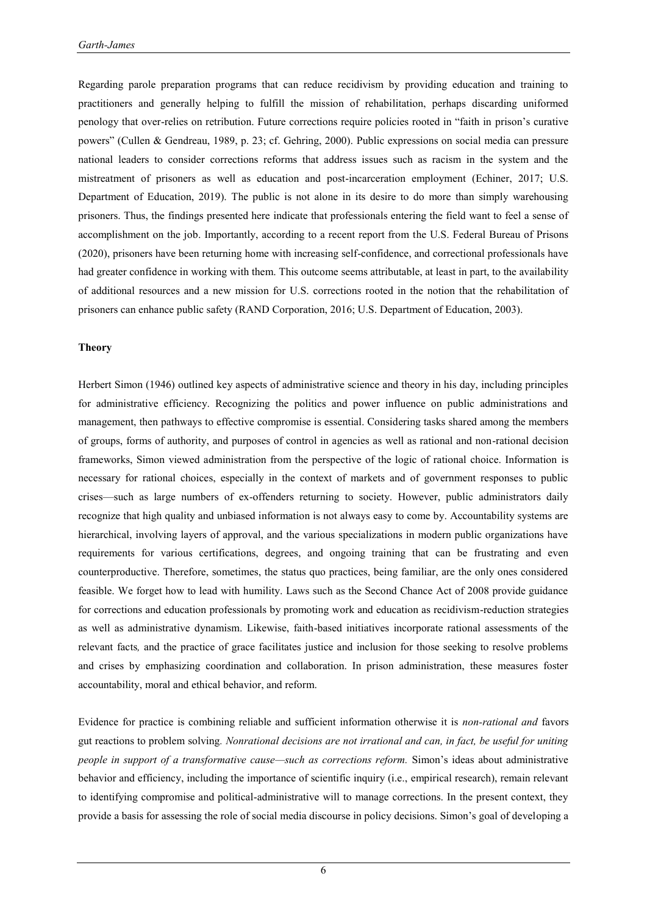Regarding parole preparation programs that can reduce recidivism by providing education and training to practitioners and generally helping to fulfill the mission of rehabilitation, perhaps discarding uniformed penology that over-relies on retribution. Future corrections require policies rooted in "faith in prison's curative powers" (Cullen & Gendreau, 1989, p. 23; cf. Gehring, 2000). Public expressions on social media can pressure national leaders to consider corrections reforms that address issues such as racism in the system and the mistreatment of prisoners as well as education and post-incarceration employment (Echiner, 2017; U.S. Department of Education, 2019). The public is not alone in its desire to do more than simply warehousing prisoners. Thus, the findings presented here indicate that professionals entering the field want to feel a sense of accomplishment on the job. Importantly, according to a recent report from the U.S. Federal Bureau of Prisons (2020), prisoners have been returning home with increasing self-confidence, and correctional professionals have had greater confidence in working with them. This outcome seems attributable, at least in part, to the availability of additional resources and a new mission for U.S. corrections rooted in the notion that the rehabilitation of prisoners can enhance public safety (RAND Corporation, 2016; U.S. Department of Education, 2003).

**Theory**

Herbert Simon (1946) outlined key aspects of administrative science and theory in his day, including principles for administrative efficiency. Recognizing the politics and power influence on public administrations and management, then pathways to effective compromise is essential. Considering tasks shared among the members of groups, forms of authority, and purposes of control in agencies as well as rational and non-rational decision frameworks, Simon viewed administration from the perspective of the logic of rational choice. Information is necessary for rational choices, especially in the context of markets and of government responses to public crises—such as large numbers of ex-offenders returning to society. However, public administrators daily recognize that high quality and unbiased information is not always easy to come by. Accountability systems are hierarchical, involving layers of approval, and the various specializations in modern public organizations have requirements for various certifications, degrees, and ongoing training that can be frustrating and even counterproductive. Therefore, sometimes, the status quo practices, being familiar, are the only ones considered feasible. We forget how to lead with humility. Laws such as the Second Chance Act of 2008 provide guidance for corrections and education professionals by promoting work and education as recidivism-reduction strategies as well as administrative dynamism. Likewise, faith-based initiatives incorporate rational assessments of the relevant facts, and the practice of grace facilitates justice and inclusion for those seeking to resolve problems and crises by emphasizing coordination and collaboration. In prison administration, these measures foster accountability, moral and ethical behavior, and reform.

Evidence for practice is combining reliable and sufficient information otherwise it is *non-rational and* favors gut reactions to problem solving. *Nonrational decisions are not irrational and can, in fact, be useful for uniting people in support of a transformative cause—such as corrections reform.* Simon's ideas about administrative behavior and efficiency, including the importance of scientific inquiry (i.e., empirical research), remain relevant to identifying compromise and political-administrative will to manage corrections. In the present context, they provide a basis for assessing the role of social media discourse in policy decisions. Simon's goal of developing a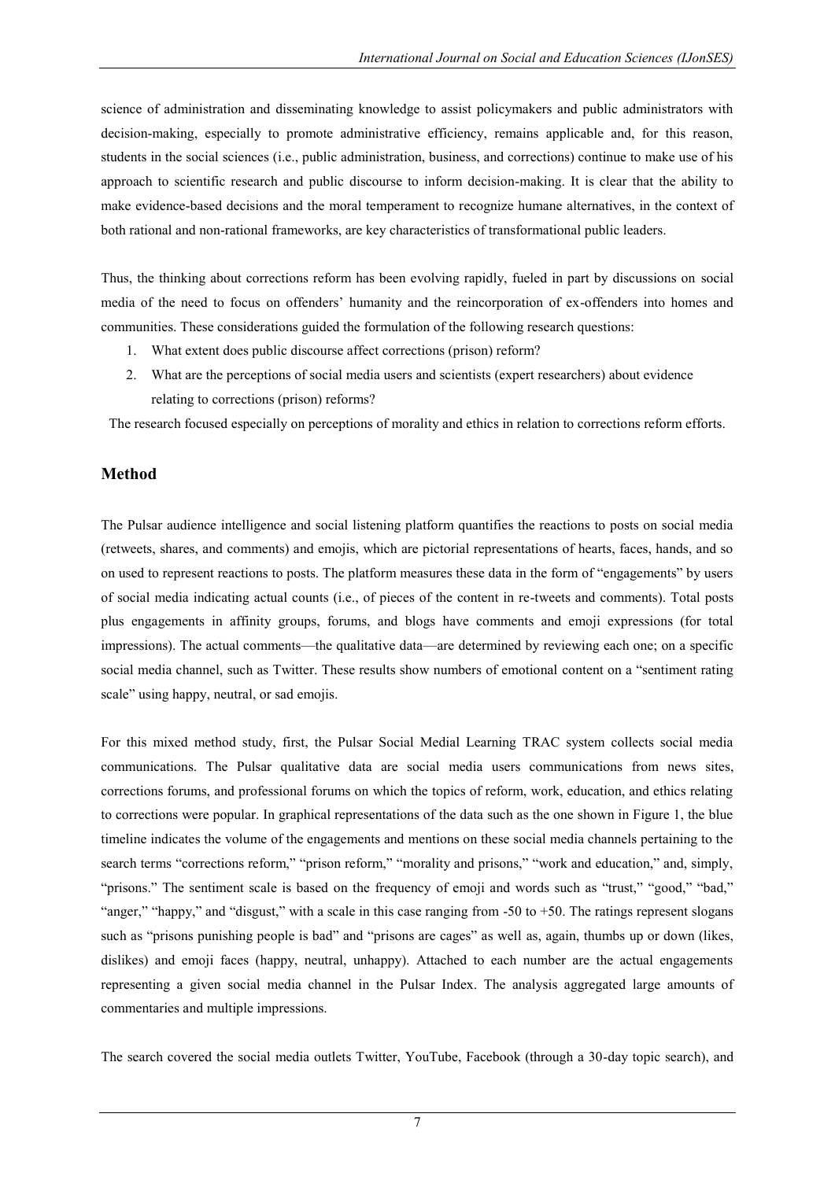science of administration and disseminating knowledge to assist policymakers and public administrators with decision-making, especially to promote administrative efficiency, remains applicable and, for this reason, students in the social sciences (i.e., public administration, business, and corrections) continue to make use of his approach to scientific research and public discourse to inform decision-making. It is clear that the ability to make evidence-based decisions and the moral temperament to recognize humane alternatives, in the context of both rational and non-rational frameworks, are key characteristics of transformational public leaders.

Thus, the thinking about corrections reform has been evolving rapidly, fueled in part by discussions on social media of the need to focus on offenders' humanity and the reincorporation of ex-offenders into homes and communities. These considerations guided the formulation of the following research questions:

1. What extent does public discourse affect corrections (prison) reform?
2. What are the perceptions of social media users and scientists (expert researchers) about evidence relating to corrections (prison) reforms?

The research focused especially on perceptions of morality and ethics in relation to corrections reform efforts.

## Method

The Pulsar audience intelligence and social listening platform quantifies the reactions to posts on social media (retweets, shares, and comments) and emojis, which are pictorial representations of hearts, faces, hands, and so on used to represent reactions to posts. The platform measures these data in the form of "engagements" by users of social media indicating actual counts (i.e., of pieces of the content in re-tweets and comments). Total posts plus engagements in affinity groups, forums, and blogs have comments and emoji expressions (for total impressions). The actual comments—the qualitative data—are determined by reviewing each one; on a specific social media channel, such as Twitter. These results show numbers of emotional content on a "sentiment rating scale" using happy, neutral, or sad emojis.

For this mixed method study, first, the Pulsar Social Medial Learning TRAC system collects social media communications. The Pulsar qualitative data are social media users communications from news sites, corrections forums, and professional forums on which the topics of reform, work, education, and ethics relating to corrections were popular. In graphical representations of the data such as the one shown in Figure 1, the blue timeline indicates the volume of the engagements and mentions on these social media channels pertaining to the search terms "corrections reform," "prison reform," "morality and prisons," "work and education," and, simply, "prisons." The sentiment scale is based on the frequency of emoji and words such as "trust," "good," "bad," "anger," "happy," and "disgust," with a scale in this case ranging from -50 to +50. The ratings represent slogans such as "prisons punishing people is bad" and "prisons are cages" as well as, again, thumbs up or down (likes, dislikes) and emoji faces (happy, neutral, unhappy). Attached to each number are the actual engagements representing a given social media channel in the Pulsar Index. The analysis aggregated large amounts of commentaries and multiple impressions.

The search covered the social media outlets Twitter, YouTube, Facebook (through a 30-day topic search), and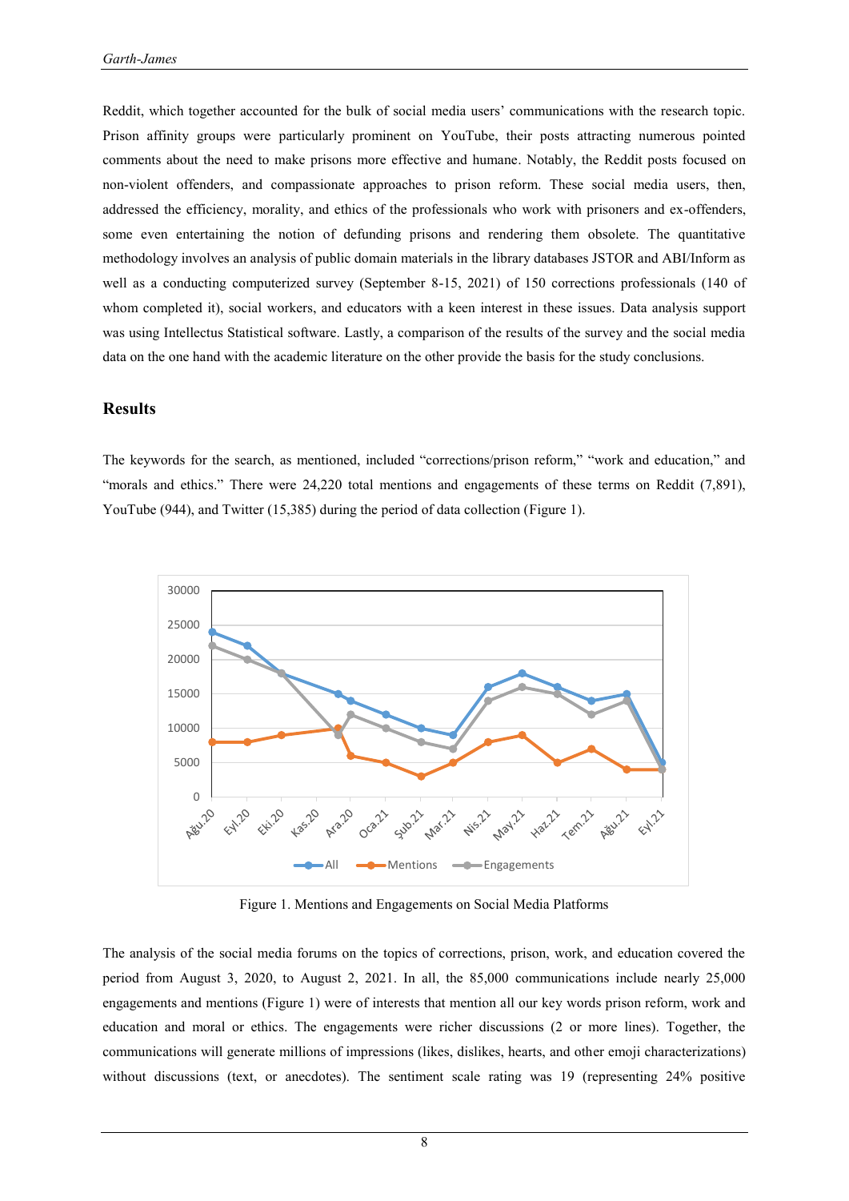Reddit, which together accounted for the bulk of social media users' communications with the research topic. Prison affinity groups were particularly prominent on YouTube, their posts attracting numerous pointed comments about the need to make prisons more effective and humane. Notably, the Reddit posts focused on non-violent offenders, and compassionate approaches to prison reform. These social media users, then, addressed the efficiency, morality, and ethics of the professionals who work with prisoners and ex-offenders, some even entertaining the notion of defunding prisons and rendering them obsolete. The quantitative methodology involves an analysis of public domain materials in the library databases JSTOR and ABI/Inform as well as a conducting computerized survey (September 8-15, 2021) of 150 corrections professionals (140 of whom completed it), social workers, and educators with a keen interest in these issues. Data analysis support was using Intellectus Statistical software. Lastly, a comparison of the results of the survey and the social media data on the one hand with the academic literature on the other provide the basis for the study conclusions.

## Results

The keywords for the search, as mentioned, included "corrections/prison reform," "work and education," and "morals and ethics." There were 24,220 total mentions and engagements of these terms on Reddit (7,891), YouTube (944), and Twitter (15,385) during the period of data collection (Figure 1).

Figure 1. Mentions and Engagements on Social Media Platforms

The analysis of the social media forums on the topics of corrections, prison, work, and education covered the period from August 3, 2020, to August 2, 2021. In all, the 85,000 communications include nearly 25,000 engagements and mentions (Figure 1) were of interests that mention all our key words prison reform, work and education and moral or ethics. The engagements were richer discussions (2 or more lines). Together, the communications will generate millions of impressions (likes, dislikes, hearts, and other emoji characterizations) without discussions (text, or anecdotes). The sentiment scale rating was 19 (representing 24% positive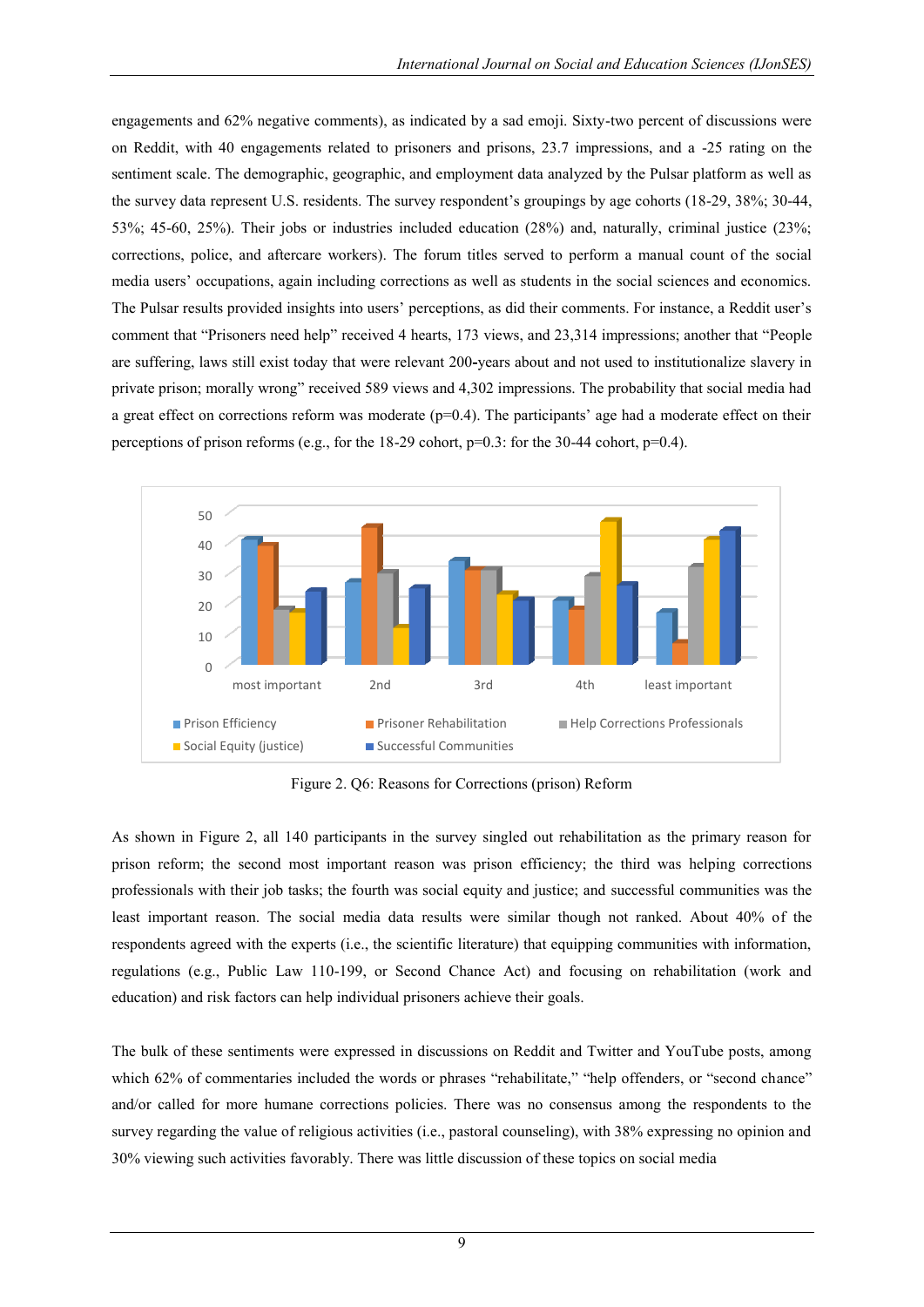engagements and 62% negative comments), as indicated by a sad emoji. Sixty-two percent of discussions were on Reddit, with 40 engagements related to prisoners and prisons, 23.7 impressions, and a -25 rating on the sentiment scale. The demographic, geographic, and employment data analyzed by the Pulsar platform as well as the survey data represent U.S. residents. The survey respondent's groupings by age cohorts (18-29, 38%; 30-44, 53%; 45-60, 25%). Their jobs or industries included education (28%) and, naturally, criminal justice (23%; corrections, police, and aftercare workers). The forum titles served to perform a manual count of the social media users' occupations, again including corrections as well as students in the social sciences and economics. The Pulsar results provided insights into users' perceptions, as did their comments. For instance, a Reddit user's comment that "Prisoners need help" received 4 hearts, 173 views, and 23,314 impressions; another that "People are suffering, laws still exist today that were relevant 200-years about and not used to institutionalize slavery in private prison; morally wrong" received 589 views and 4,302 impressions. The probability that social media had a great effect on corrections reform was moderate ($p=0.4$). The participants' age had a moderate effect on their perceptions of prison reforms (e.g., for the 18-29 cohort, $p=0.3$: for the 30-44 cohort, $p=0.4$).

Figure 2. Q6: Reasons for Corrections (prison) Reform

As shown in Figure 2, all 140 participants in the survey singled out rehabilitation as the primary reason for prison reform; the second most important reason was prison efficiency; the third was helping corrections professionals with their job tasks; the fourth was social equity and justice; and successful communities was the least important reason. The social media data results were similar though not ranked. About 40% of the respondents agreed with the experts (i.e., the scientific literature) that equipping communities with information, regulations (e.g., Public Law 110-199, or Second Chance Act) and focusing on rehabilitation (work and education) and risk factors can help individual prisoners achieve their goals.

The bulk of these sentiments were expressed in discussions on Reddit and Twitter and YouTube posts, among which 62% of commentaries included the words or phrases "rehabilitate," "help offenders, or "second chance" and/or called for more humane corrections policies. There was no consensus among the respondents to the survey regarding the value of religious activities (i.e., pastoral counseling), with 38% expressing no opinion and 30% viewing such activities favorably. There was little discussion of these topics on social media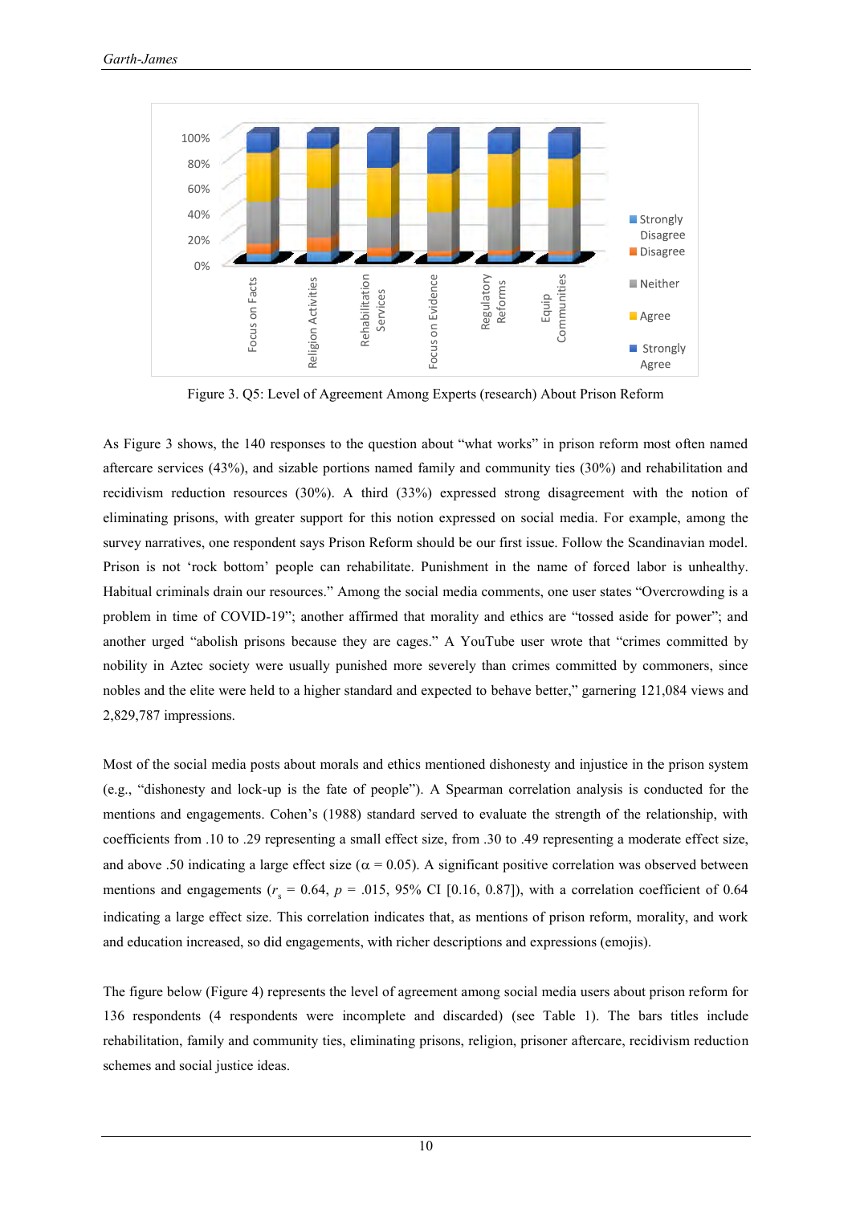Figure 3. Q5: Level of Agreement Among Experts (research) About Prison Reform

As Figure 3 shows, the 140 responses to the question about "what works" in prison reform most often named aftercare services (43%), and sizable portions named family and community ties (30%) and rehabilitation and recidivism reduction resources (30%). A third (33%) expressed strong disagreement with the notion of eliminating prisons, with greater support for this notion expressed on social media. For example, among the survey narratives, one respondent says Prison Reform should be our first issue. Follow the Scandinavian model. Prison is not 'rock bottom' people can rehabilitate. Punishment in the name of forced labor is unhealthy. Habitual criminals drain our resources." Among the social media comments, one user states "Overcrowding is a problem in time of COVID-19"; another affirmed that morality and ethics are "tossed aside for power"; and another urged "abolish prisons because they are cages." A YouTube user wrote that "crimes committed by nobility in Aztec society were usually punished more severely than crimes committed by commoners, since nobles and the elite were held to a higher standard and expected to behave better," garnering 121,084 views and 2,829,787 impressions.

Most of the social media posts about morals and ethics mentioned dishonesty and injustice in the prison system (e.g., "dishonesty and lock-up is the fate of people"). A Spearman correlation analysis is conducted for the mentions and engagements. Cohen's (1988) standard served to evaluate the strength of the relationship, with coefficients from .10 to .29 representing a small effect size, from .30 to .49 representing a moderate effect size, and above .50 indicating a large effect size ($\alpha = 0.05$). A significant positive correlation was observed between mentions and engagements ($r_s = 0.64$, $p = .015$, 95% CI [0.16, 0.87]), with a correlation coefficient of 0.64 indicating a large effect size. This correlation indicates that, as mentions of prison reform, morality, and work and education increased, so did engagements, with richer descriptions and expressions (emojis).

The figure below (Figure 4) represents the level of agreement among social media users about prison reform for 136 respondents (4 respondents were incomplete and discarded) (see Table 1). The bars titles include rehabilitation, family and community ties, eliminating prisons, religion, prisoner aftercare, recidivism reduction schemes and social justice ideas.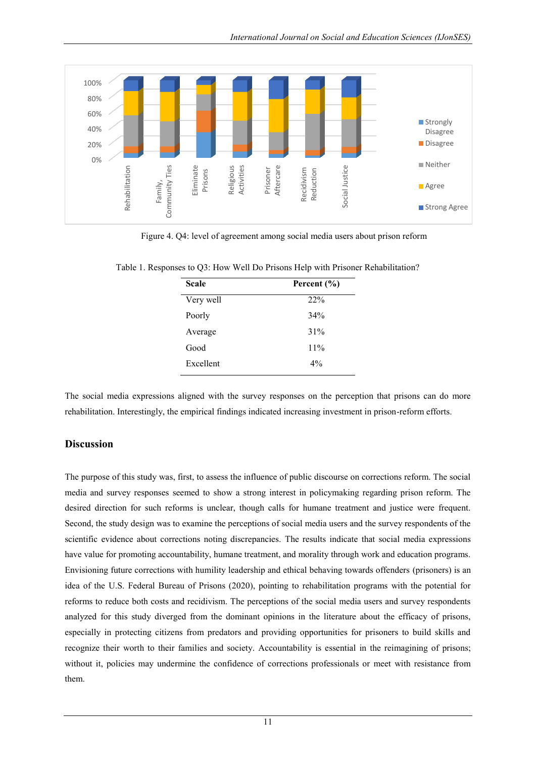Figure 4. Q4: level of agreement among social media users about prison reform

Table 1. Responses to Q3: How Well Do Prisons Help with Prisoner Rehabilitation?

| Scale | Percent (%) |
|---|---|
| Very well | 22% |
| Poorly | 34% |
| Average | 31% |
| Good | 11% |
| Excellent | 4% |

The social media expressions aligned with the survey responses on the perception that prisons can do more rehabilitation. Interestingly, the empirical findings indicated increasing investment in prison-reform efforts.

## Discussion

The purpose of this study was, first, to assess the influence of public discourse on corrections reform. The social media and survey responses seemed to show a strong interest in policymaking regarding prison reform. The desired direction for such reforms is unclear, though calls for humane treatment and justice were frequent. Second, the study design was to examine the perceptions of social media users and the survey respondents of the scientific evidence about corrections noting discrepancies. The results indicate that social media expressions have value for promoting accountability, humane treatment, and morality through work and education programs. Envisioning future corrections with humility leadership and ethical behaving towards offenders (prisoners) is an idea of the U.S. Federal Bureau of Prisons (2020), pointing to rehabilitation programs with the potential for reforms to reduce both costs and recidivism. The perceptions of the social media users and survey respondents analyzed for this study diverged from the dominant opinions in the literature about the efficacy of prisons, especially in protecting citizens from predators and providing opportunities for prisoners to build skills and recognize their worth to their families and society. Accountability is essential in the reimagining of prisons; without it, policies may undermine the confidence of corrections professionals or meet with resistance from them.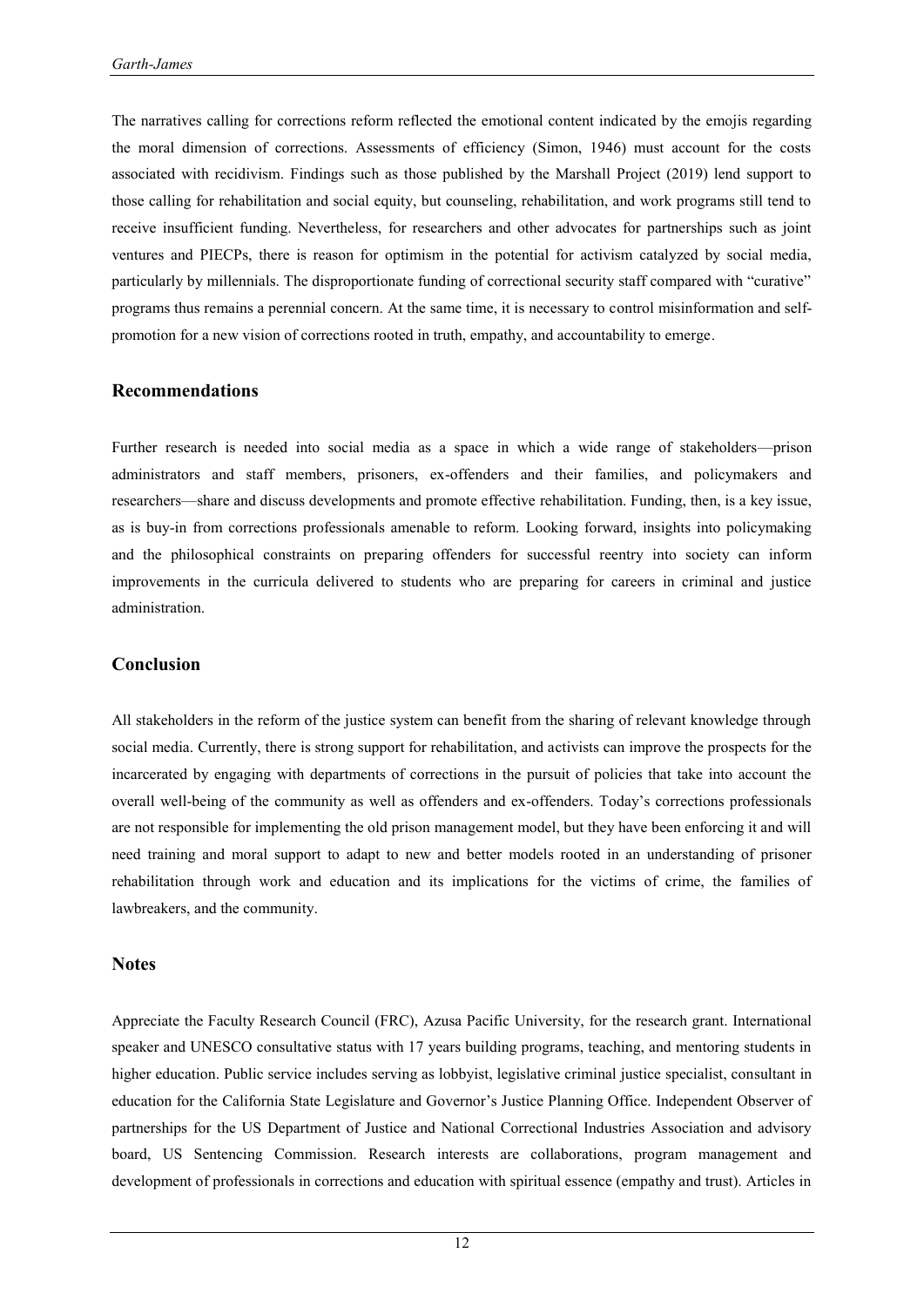The narratives calling for corrections reform reflected the emotional content indicated by the emojis regarding the moral dimension of corrections. Assessments of efficiency (Simon, 1946) must account for the costs associated with recidivism. Findings such as those published by the Marshall Project (2019) lend support to those calling for rehabilitation and social equity, but counseling, rehabilitation, and work programs still tend to receive insufficient funding. Nevertheless, for researchers and other advocates for partnerships such as joint ventures and PIECPs, there is reason for optimism in the potential for activism catalyzed by social media, particularly by millennials. The disproportionate funding of correctional security staff compared with "curative" programs thus remains a perennial concern. At the same time, it is necessary to control misinformation and self-promotion for a new vision of corrections rooted in truth, empathy, and accountability to emerge.

## Recommendations

Further research is needed into social media as a space in which a wide range of stakeholders—prison administrators and staff members, prisoners, ex-offenders and their families, and policymakers and researchers—share and discuss developments and promote effective rehabilitation. Funding, then, is a key issue, as is buy-in from corrections professionals amenable to reform. Looking forward, insights into policymaking and the philosophical constraints on preparing offenders for successful reentry into society can inform improvements in the curricula delivered to students who are preparing for careers in criminal and justice administration.

## Conclusion

All stakeholders in the reform of the justice system can benefit from the sharing of relevant knowledge through social media. Currently, there is strong support for rehabilitation, and activists can improve the prospects for the incarcerated by engaging with departments of corrections in the pursuit of policies that take into account the overall well-being of the community as well as offenders and ex-offenders. Today's corrections professionals are not responsible for implementing the old prison management model, but they have been enforcing it and will need training and moral support to adapt to new and better models rooted in an understanding of prisoner rehabilitation through work and education and its implications for the victims of crime, the families of lawbreakers, and the community.

## Notes

Appreciate the Faculty Research Council (FRC), Azusa Pacific University, for the research grant. International speaker and UNESCO consultative status with 17 years building programs, teaching, and mentoring students in higher education. Public service includes serving as lobbyist, legislative criminal justice specialist, consultant in education for the California State Legislature and Governor's Justice Planning Office. Independent Observer of partnerships for the US Department of Justice and National Correctional Industries Association and advisory board, US Sentencing Commission. Research interests are collaborations, program management and development of professionals in corrections and education with spiritual essence (empathy and trust). Articles in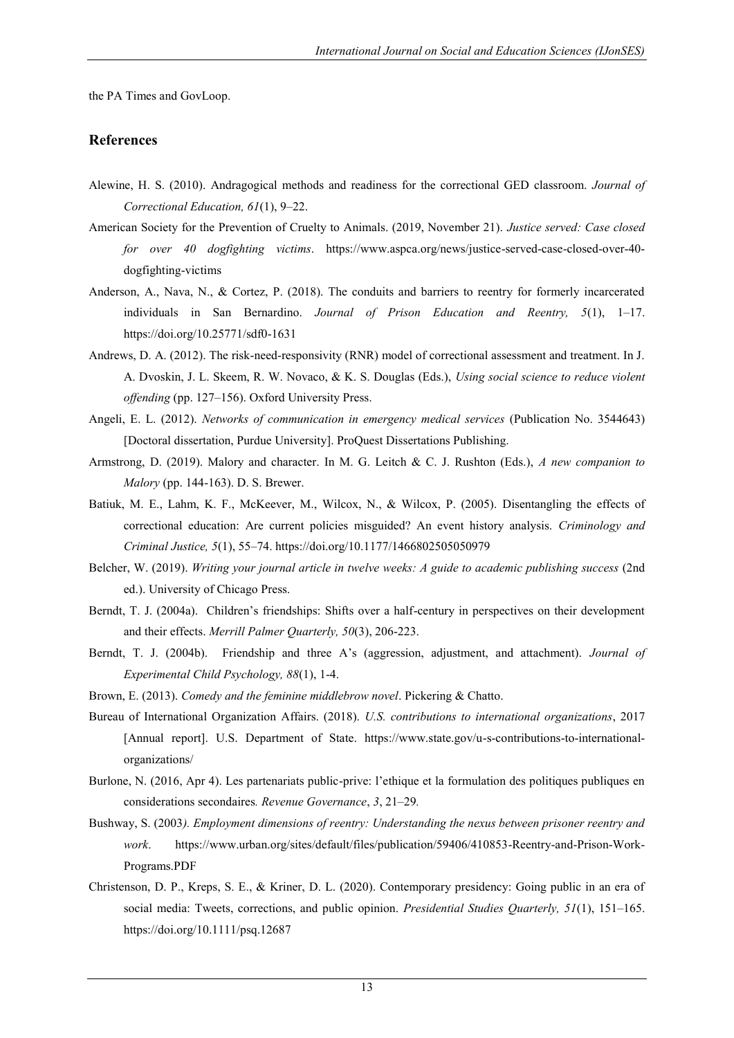the PA Times and GovLoop.

## References

Alewine, H. S. (2010). Andragogical methods and readiness for the correctional GED classroom. *Journal of Correctional Education, 61*(1), 9–22.

American Society for the Prevention of Cruelty to Animals. (2019, November 21). *Justice served: Case closed for over 40 dogfighting victims*. https://www.aspca.org/news/justice-served-case-closed-over-40-dogfighting-victims

Anderson, A., Nava, N., & Cortez, P. (2018). The conduits and barriers to reentry for formerly incarcerated individuals in San Bernardino. *Journal of Prison Education and Reentry, 5*(1), 1–17. https://doi.org/10.25771/sdf0-1631

Andrews, D. A. (2012). The risk-need-responsivity (RNR) model of correctional assessment and treatment. In J. A. Dvoskin, J. L. Skeem, R. W. Novaco, & K. S. Douglas (Eds.), *Using social science to reduce violent offending* (pp. 127–156). Oxford University Press.

Angeli, E. L. (2012). *Networks of communication in emergency medical services* (Publication No. 3544643) [Doctoral dissertation, Purdue University]. ProQuest Dissertations Publishing.

Armstrong, D. (2019). Malory and character. In M. G. Leitch & C. J. Rushton (Eds.), *A new companion to Malory* (pp. 144-163). D. S. Brewer.

Batiuk, M. E., Lahm, K. F., McKeever, M., Wilcox, N., & Wilcox, P. (2005). Disentangling the effects of correctional education: Are current policies misguided? An event history analysis. *Criminology and Criminal Justice, 5*(1), 55–74. https://doi.org/10.1177/1466802505050979

Belcher, W. (2019). *Writing your journal article in twelve weeks: A guide to academic publishing success* (2nd ed.). University of Chicago Press.

Berndt, T. J. (2004a). Children's friendships: Shifts over a half-century in perspectives on their development and their effects. *Merrill Palmer Quarterly, 50*(3), 206-223.

Berndt, T. J. (2004b). Friendship and three A's (aggression, adjustment, and attachment). *Journal of Experimental Child Psychology, 88*(1), 1-4.

Brown, E. (2013). *Comedy and the feminine middlebrow novel*. Pickering & Chatto.

Bureau of International Organization Affairs. (2018). *U.S. contributions to international organizations*, 2017 [Annual report]. U.S. Department of State. https://www.state.gov/u-s-contributions-to-international-organizations/

Burlone, N. (2016, Apr 4). Les partenariats public-prive: l'ethique et la formulation des politiques publiques en considerations secondaires*. Revenue Governance*, *3*, 21–29*.*

Bushway, S. (2003*). Employment dimensions of reentry: Understanding the nexus between prisoner reentry and work*. https://www.urban.org/sites/default/files/publication/59406/410853-Reentry-and-Prison-Work-Programs.PDF

Christenson, D. P., Kreps, S. E., & Kriner, D. L. (2020). Contemporary presidency: Going public in an era of social media: Tweets, corrections, and public opinion. *Presidential Studies Quarterly, 51*(1), 151–165. https://doi.org/10.1111/psq.12687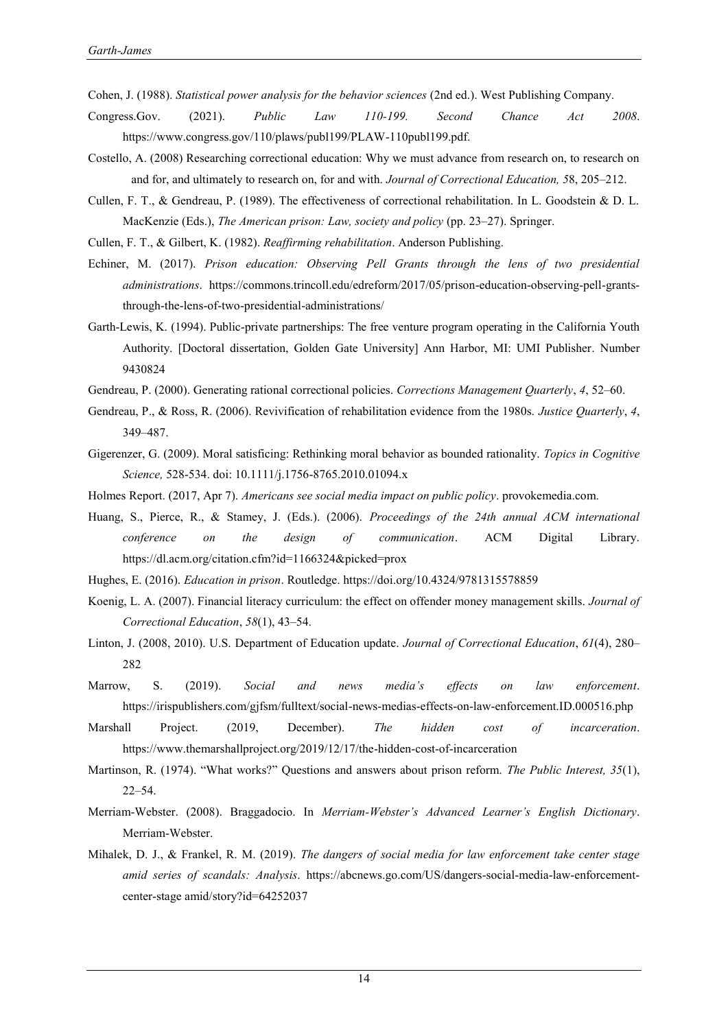Cohen, J. (1988). *Statistical power analysis for the behavior sciences* (2nd ed.). West Publishing Company.

Congress.Gov. (2021). *Public Law 110-199. Second Chance Act 2008*. https://www.congress.gov/110/plaws/publ199/PLAW-110publ199.pdf.

Costello, A. (2008) Researching correctional education: Why we must advance from research on, to research on and for, and ultimately to research on, for and with. *Journal of Correctional Education, 5*8, 205–212.

Cullen, F. T., & Gendreau, P. (1989). The effectiveness of correctional rehabilitation. In L. Goodstein & D. L. MacKenzie (Eds.), *The American prison: Law, society and policy* (pp. 23–27). Springer.

Cullen, F. T., & Gilbert, K. (1982). *Reaffirming rehabilitation*. Anderson Publishing.

Echiner, M. (2017). *Prison education: Observing Pell Grants through the lens of two presidential administrations*. https://commons.trincoll.edu/edreform/2017/05/prison-education-observing-pell-grants-through-the-lens-of-two-presidential-administrations/

Garth-Lewis, K. (1994). Public-private partnerships: The free venture program operating in the California Youth Authority. [Doctoral dissertation, Golden Gate University] Ann Harbor, MI: UMI Publisher. Number 9430824

Gendreau, P. (2000). Generating rational correctional policies. *Corrections Management Quarterly*, *4*, 52–60.

Gendreau, P., & Ross, R. (2006). Revivification of rehabilitation evidence from the 1980s. *Justice Quarterly*, *4*, 349–487.

Gigerenzer, G. (2009). Moral satisficing: Rethinking moral behavior as bounded rationality. *Topics in Cognitive Science,* 528-534. doi: 10.1111/j.1756-8765.2010.01094.x

Holmes Report. (2017, Apr 7). *Americans see social media impact on public policy*. provokemedia.com.

Huang, S., Pierce, R., & Stamey, J. (Eds.). (2006). *Proceedings of the 24th annual ACM international conference on the design of communication*. ACM Digital Library. https://dl.acm.org/citation.cfm?id=1166324&picked=prox

Hughes, E. (2016). *Education in prison*. Routledge. https://doi.org/10.4324/9781315578859

Koenig, L. A. (2007). Financial literacy curriculum: the effect on offender money management skills. *Journal of Correctional Education*, *58*(1), 43–54.

Linton, J. (2008, 2010). U.S. Department of Education update. *Journal of Correctional Education*, *61*(4), 280–282

Marrow, S. (2019). *Social and news media's effects on law enforcement*. https://irispublishers.com/gjfsm/fulltext/social-news-medias-effects-on-law-enforcement.ID.000516.php

Marshall Project. (2019, December). *The hidden cost of incarceration*. https://www.themarshallproject.org/2019/12/17/the-hidden-cost-of-incarceration

Martinson, R. (1974). "What works?" Questions and answers about prison reform. *The Public Interest, 35*(1), 22–54.

Merriam-Webster. (2008). Braggadocio. In *Merriam-Webster's Advanced Learner's English Dictionary*. Merriam-Webster.

Mihalek, D. J., & Frankel, R. M. (2019). *The dangers of social media for law enforcement take center stage amid series of scandals: Analysis*. https://abcnews.go.com/US/dangers-social-media-law-enforcement-center-stage amid/story?id=64252037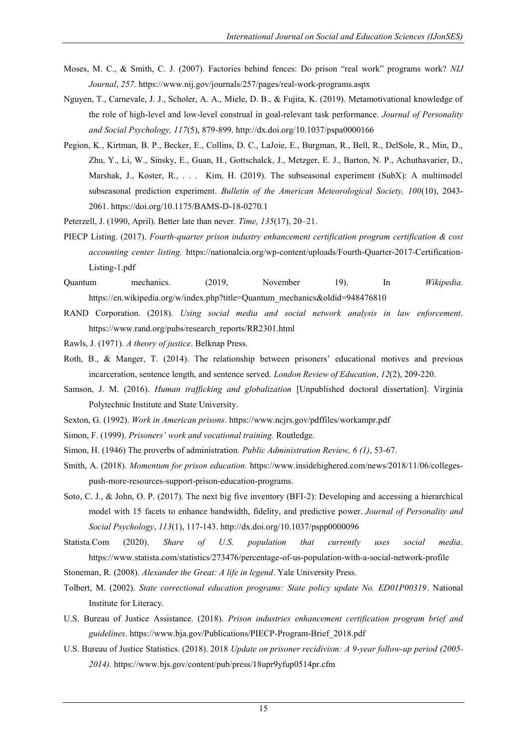Moses, M. C., & Smith, C. J. (2007). Factories behind fences: Do prison "real work" programs work? *NIJ Journal*, *257.* https://www.nij.gov/journals/257/pages/real-work-programs.aspx

Nguyen, T., Carnevale, J. J., Scholer, A. A., Miele, D. B., & Fujita, K. (2019). Metamotivational knowledge of the role of high-level and low-level construal in goal-relevant task performance. *Journal of Personality and Social Psychology, 117*(5), 879-899. http://dx.doi.org/10.1037/pspa0000166

Pegion, K., Kirtman, B. P., Becker, E., Collins, D. C., LaJoie, E., Burgman, R., Bell, R., DelSole, R., Min, D., Zhu, Y., Li, W., Sinsky, E., Guan, H., Gottschalck, J., Metzger, E. J., Barton, N. P., Achuthavarier, D., Marshak, J., Koster, R., . . . Kim, H. (2019). The subseasonal experiment (SubX): A multimodel subseasonal prediction experiment. *Bulletin of the American Meteorological Society, 100*(10), 2043-2061. https://doi.org/10.1175/BAMS-D-18-0270.1

Peterzell, J. (1990, April). Better late than never. *Time, 135*(17), 20–21.

PIECP Listing. (2017). *Fourth-quarter prison industry enhancement certification program certification & cost accounting center listing.* https://nationalcia.org/wp-content/uploads/Fourth-Quarter-2017-Certification-Listing-1.pdf

Quantum mechanics. (2019, November 19). In *Wikipedia*. https://en.wikipedia.org/w/index.php?title=Quantum_mechanics&oldid=948476810

RAND Corporation. (2018). *Using social media and social network analysis in law enforcement*. https://www.rand.org/pubs/research_reports/RR2301.html

Rawls, J. (1971). *A theory of justice*. Belknap Press.

Roth, B., & Manger, T. (2014). The relationship between prisoners' educational motives and previous incarceration, sentence length, and sentence served. *London Review of Education*, *12*(2), 209-220.

Samson, J. M. (2016). *Human trafficking and globalization* [Unpublished doctoral dissertation]. Virginia Polytechnic Institute and State University.

Sexton, G. (1992). *Work in American prisons*. https://www.ncjrs.gov/pdffiles/workampr.pdf

Simon, F. (1999). *Prisoners' work and vocational training.* Routledge.

Simon, H. (1946) The proverbs of administration. *Public Administration Review, 6 (1)*, 53-67.

Smith, A. (2018). *Momentum for prison education.* https://www.insidehighered.com/news/2018/11/06/colleges-push-more-resources-support-prison-education-programs.

Soto, C. J., & John, O. P. (2017). The next big five inventory (BFI-2): Developing and accessing a hierarchical model with 15 facets to enhance bandwidth, fidelity, and predictive power. *Journal of Personality and Social Psychology*, *113*(1), 117-143. http://dx.doi.org/10.1037/pspp0000096

Statista.Com (2020). *Share of U.S. population that currently uses social media*. https://www.statista.com/statistics/273476/percentage-of-us-population-with-a-social-network-profile

Stoneman, R. (2008). *Alexander the Great: A life in legend*. Yale University Press.

Tolbert, M. (2002). *State correctional education programs: State policy update No. ED01P00319*. National Institute for Literacy.

U.S. Bureau of Justice Assistance. (2018). *Prison industries enhancement certification program brief and guidelines*. https://www.bja.gov/Publications/PIECP-Program-Brief_2018.pdf

U.S. Bureau of Justice Statistics. (2018). 2018 *Update on prisoner recidivism: A 9-year follow-up period (2005-2014).* https://www.bjs.gov/content/pub/press/18upr9yfup0514pr.cfm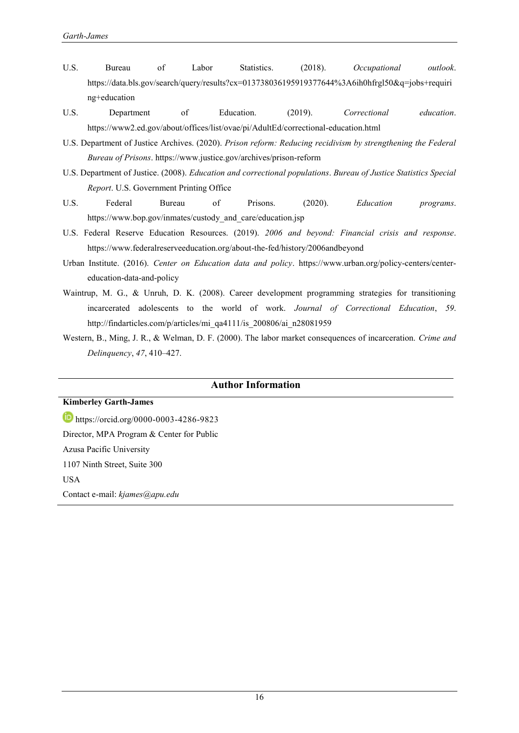U.S. Bureau of Labor Statistics. (2018). *Occupational outlook*. https://data.bls.gov/search/query/results?cx=013738036195919377644%3A6ih0hfrgl50&q=jobs+requiring+education

U.S. Department of Education. (2019). *Correctional education*. https://www2.ed.gov/about/offices/list/ovae/pi/AdultEd/correctional-education.html

U.S. Department of Justice Archives. (2020). *Prison reform: Reducing recidivism by strengthening the Federal Bureau of Prisons*. https://www.justice.gov/archives/prison-reform

U.S. Department of Justice. (2008). *Education and correctional populations*. *Bureau of Justice Statistics Special Report*. U.S. Government Printing Office

U.S. Federal Bureau of Prisons. (2020). *Education programs*. https://www.bop.gov/inmates/custody_and_care/education.jsp

U.S. Federal Reserve Education Resources. (2019). *2006 and beyond: Financial crisis and response*. https://www.federalreserveeducation.org/about-the-fed/history/2006andbeyond

Urban Institute. (2016). *Center on Education data and policy*. https://www.urban.org/policy-centers/center-education-data-and-policy

Waintrup, M. G., & Unruh, D. K. (2008). Career development programming strategies for transitioning incarcerated adolescents to the world of work. *Journal of Correctional Education*, *59*. http://findarticles.com/p/articles/mi_qa4111/is_200806/ai_n28081959

Western, B., Ming, J. R., & Welman, D. F. (2000). The labor market consequences of incarceration. *Crime and Delinquency*, *47*, 410–427.

## Author Information

**Kimberley Garth-James**

https://orcid.org/0000-0003-4286-9823

Director, MPA Program & Center for Public

Azusa Pacific University

1107 Ninth Street, Suite 300

USA

Contact e-mail: *kjames@apu.edu*